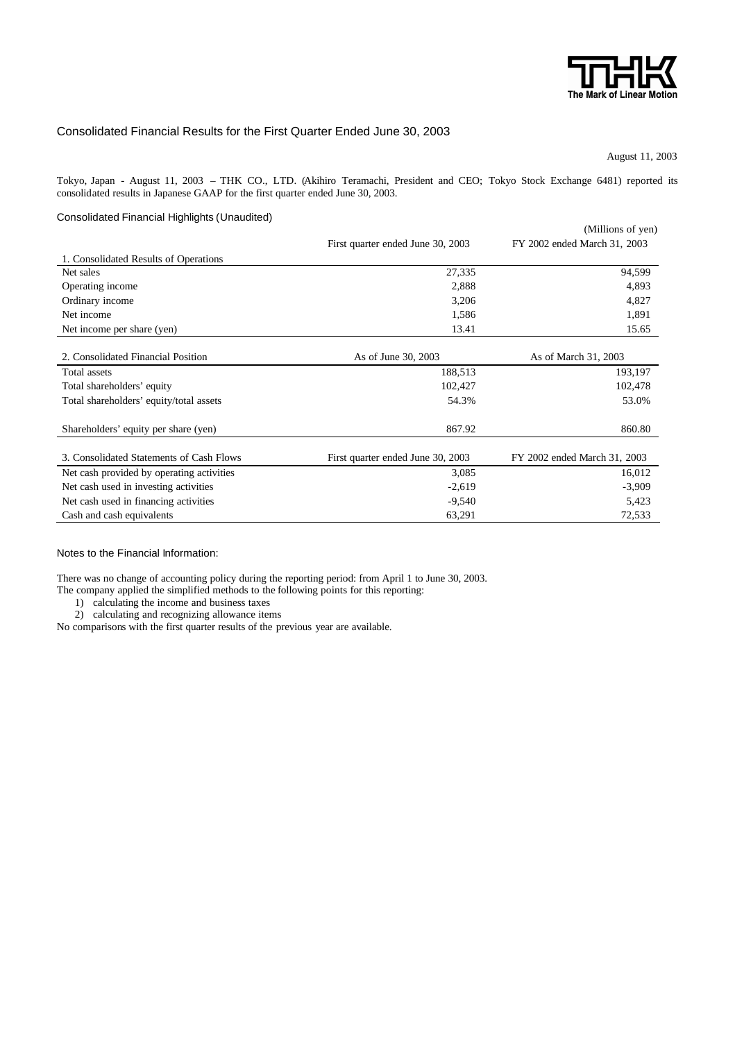# Consolidated Financial Results for the First Quarter Ended June 30, 2003

August 11, 2003

Tokyo, Japan - August 11, 2003 – THK CO., LTD. (Akihiro Teramachi, President and CEO; Tokyo Stock Exchange 6481) reported its consolidated results in Japanese GAAP for the first quarter ended June 30, 2003.

## Consolidated Financial Highlights (Unaudited)

(Millions of yen)

| | First quarter ended June 30, 2003 | FY 2002 ended March 31, 2003 |
|---|---|---|
| 1. Consolidated Results of Operations | | |
| Net sales | 27,335 | 94,599 |
| Operating income | 2,888 | 4,893 |
| Ordinary income | 3,206 | 4,827 |
| Net income | 1,586 | 1,891 |
| Net income per share (yen) | 13.41 | 15.65 |

| 2. Consolidated Financial Position | As of June 30, 2003 | As of March 31, 2003 |
|---|---|---|
| Total assets | 188,513 | 193,197 |
| Total shareholders' equity | 102,427 | 102,478 |
| Total shareholders' equity/total assets | 54.3% | 53.0% |
| Shareholders' equity per share (yen) | 867.92 | 860.80 |

| 3. Consolidated Statements of Cash Flows | First quarter ended June 30, 2003 | FY 2002 ended March 31, 2003 |
|---|---|---|
| Net cash provided by operating activities | 3,085 | 16,012 |
| Net cash used in investing activities | -2,619 | -3,909 |
| Net cash used in financing activities | -9,540 | 5,423 |
| Cash and cash equivalents | 63,291 | 72,533 |

### Notes to the Financial Information:

There was no change of accounting policy during the reporting period: from April 1 to June 30, 2003.
The company applied the simplified methods to the following points for this reporting:

1) calculating the income and business taxes
2) calculating and recognizing allowance items

No comparisons with the first quarter results of the previous year are available.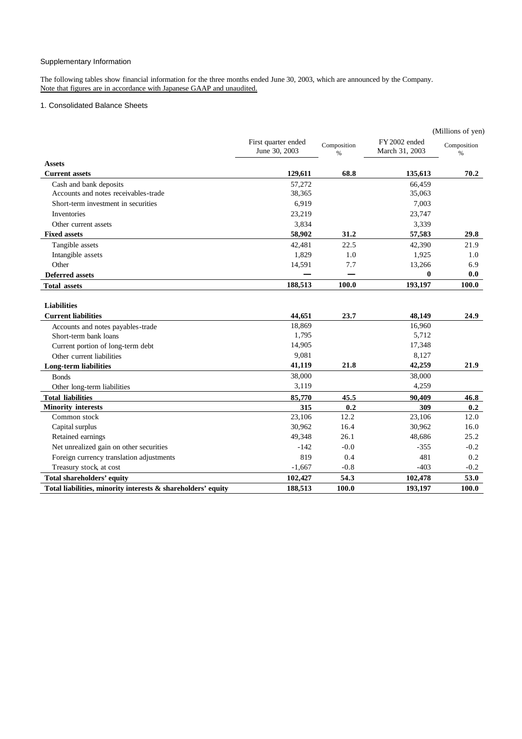Supplementary Information

The following tables show financial information for the three months ended June 30, 2003, which are announced by the Company.
Note that figures are in accordance with Japanese GAAP and unaudited.

1. Consolidated Balance Sheets

(Millions of yen)

| | First quarter ended June 30, 2003 | Composition % | FY2002 ended March 31, 2003 | Composition % |
|---|---|---|---|---|
| **Assets** | | | | |
| **Current assets** | **129,611** | **68.8** | **135,613** | **70.2** |
| Cash and bank deposits | 57,272 | | 66,459 | |
| Accounts and notes receivables-trade | 38,365 | | 35,063 | |
| Short-term investment in securities | 6,919 | | 7,003 | |
| Inventories | 23,219 | | 23,747 | |
| Other current assets | 3,834 | | 3,339 | |
| **Fixed assets** | **58,902** | **31.2** | **57,583** | **29.8** |
| Tangible assets | 42,481 | 22.5 | 42,390 | 21.9 |
| Intangible assets | 1,829 | 1.0 | 1,925 | 1.0 |
| Other | 14,591 | 7.7 | 13,266 | 6.9 |
| **Deferred assets** | **—** | **—** | **0** | **0.0** |
| **Total assets** | **188,513** | **100.0** | **193,197** | **100.0** |
| **Liabilities** | | | | |
| **Current liabilities** | **44,651** | **23.7** | **48,149** | **24.9** |
| Accounts and notes payables-trade | 18,869 | | 16,960 | |
| Short-term bank loans | 1,795 | | 5,712 | |
| Current portion of long-term debt | 14,905 | | 17,348 | |
| Other current liabilities | 9,081 | | 8,127 | |
| **Long-term liabilities** | **41,119** | **21.8** | **42,259** | **21.9** |
| Bonds | 38,000 | | 38,000 | |
| Other long-term liabilities | 3,119 | | 4,259 | |
| **Total liabilities** | **85,770** | **45.5** | **90,409** | **46.8** |
| **Minority interests** | **315** | **0.2** | **309** | **0.2** |
| Common stock | 23,106 | 12.2 | 23,106 | 12.0 |
| Capital surplus | 30,962 | 16.4 | 30,962 | 16.0 |
| Retained earnings | 49,348 | 26.1 | 48,686 | 25.2 |
| Net unrealized gain on other securities | -142 | -0.0 | -355 | -0.2 |
| Foreign currency translation adjustments | 819 | 0.4 | 481 | 0.2 |
| Treasury stock, at cost | -1,667 | -0.8 | -403 | -0.2 |
| **Total shareholders' equity** | **102,427** | **54.3** | **102,478** | **53.0** |
| **Total liabilities, minority interests & shareholders' equity** | **188,513** | **100.0** | **193,197** | **100.0** |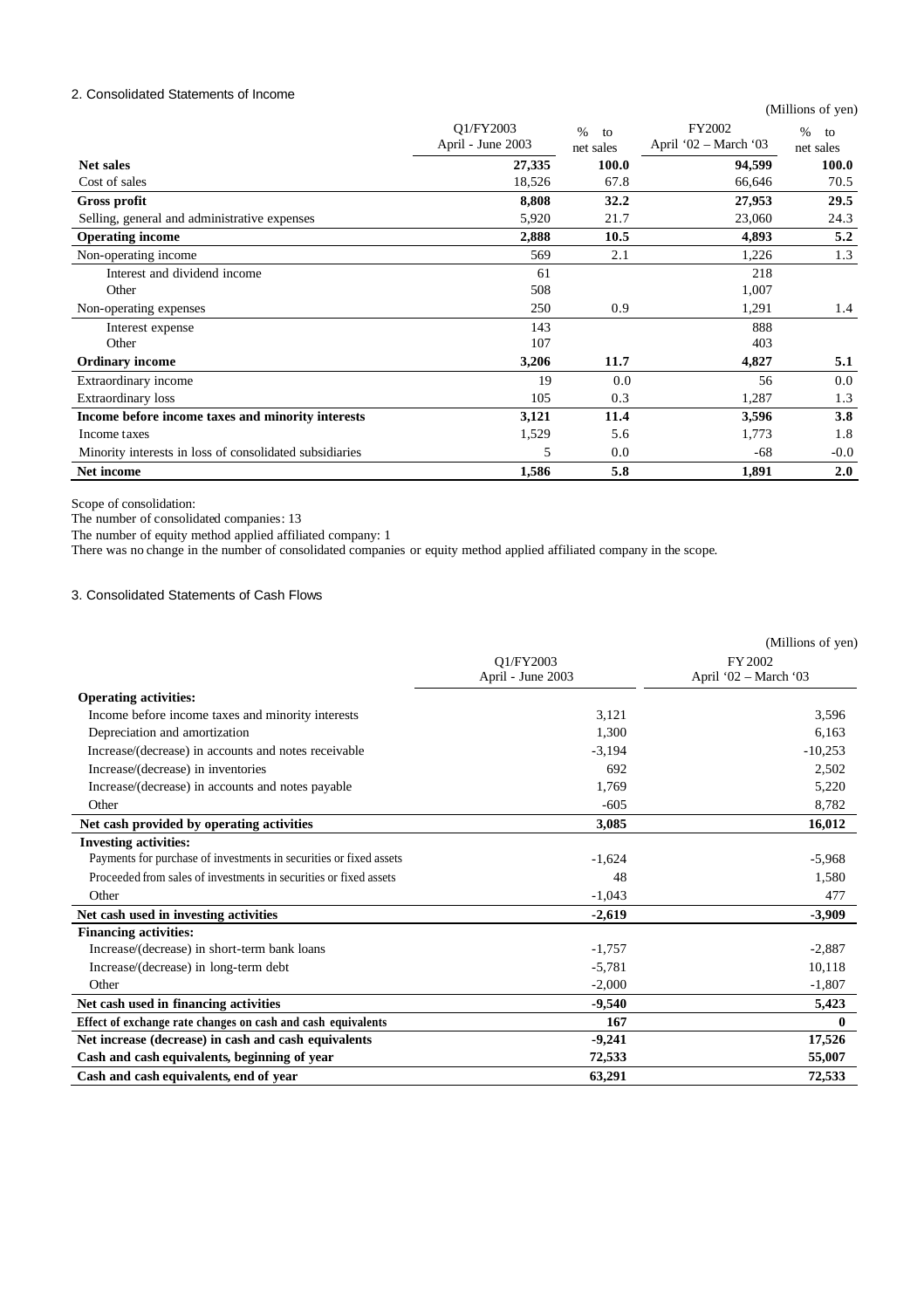## 2. Consolidated Statements of Income

(Millions of yen)

| | Q1/FY2003 April - June 2003 | % to net sales | FY2002 April '02 – March '03 | % to net sales |
|---|---|---|---|---|
| **Net sales** | **27,335** | **100.0** | **94,599** | **100.0** |
| Cost of sales | 18,526 | 67.8 | 66,646 | 70.5 |
| **Gross profit** | **8,808** | **32.2** | **27,953** | **29.5** |
| Selling, general and administrative expenses | 5,920 | 21.7 | 23,060 | 24.3 |
| **Operating income** | **2,888** | **10.5** | **4,893** | **5.2** |
| Non-operating income | 569 | 2.1 | 1,226 | 1.3 |
| Interest and dividend income | 61 | | 218 | |
| Other | 508 | | 1,007 | |
| Non-operating expenses | 250 | 0.9 | 1,291 | 1.4 |
| Interest expense | 143 | | 888 | |
| Other | 107 | | 403 | |
| **Ordinary income** | **3,206** | **11.7** | **4,827** | **5.1** |
| Extraordinary income | 19 | 0.0 | 56 | 0.0 |
| Extraordinary loss | 105 | 0.3 | 1,287 | 1.3 |
| **Income before income taxes and minority interests** | **3,121** | **11.4** | **3,596** | **3.8** |
| Income taxes | 1,529 | 5.6 | 1,773 | 1.8 |
| Minority interests in loss of consolidated subsidiaries | 5 | 0.0 | -68 | -0.0 |
| **Net income** | **1,586** | **5.8** | **1,891** | **2.0** |

Scope of consolidation:
The number of consolidated companies: 13
The number of equity method applied affiliated company: 1
There was no change in the number of consolidated companies or equity method applied affiliated company in the scope.

## 3. Consolidated Statements of Cash Flows

(Millions of yen)

| | Q1/FY2003 April - June 2003 | FY2002 April '02 – March '03 |
|---|---|---|
| **Operating activities:** | | |
| Income before income taxes and minority interests | 3,121 | 3,596 |
| Depreciation and amortization | 1,300 | 6,163 |
| Increase/(decrease) in accounts and notes receivable | -3,194 | -10,253 |
| Increase/(decrease) in inventories | 692 | 2,502 |
| Increase/(decrease) in accounts and notes payable | 1,769 | 5,220 |
| Other | -605 | 8,782 |
| **Net cash provided by operating activities** | **3,085** | **16,012** |
| **Investing activities:** | | |
| Payments for purchase of investments in securities or fixed assets | -1,624 | -5,968 |
| Proceeded from sales of investments in securities or fixed assets | 48 | 1,580 |
| Other | -1,043 | 477 |
| **Net cash used in investing activities** | **-2,619** | **-3,909** |
| **Financing activities:** | | |
| Increase/(decrease) in short-term bank loans | -1,757 | -2,887 |
| Increase/(decrease) in long-term debt | -5,781 | 10,118 |
| Other | -2,000 | -1,807 |
| **Net cash used in financing activities** | **-9,540** | **5,423** |
| **Effect of exchange rate changes on cash and cash equivalents** | **167** | **0** |
| **Net increase (decrease) in cash and cash equivalents** | **-9,241** | **17,526** |
| **Cash and cash equivalents, beginning of year** | **72,533** | **55,007** |
| **Cash and cash equivalents, end of year** | **63,291** | **72,533** |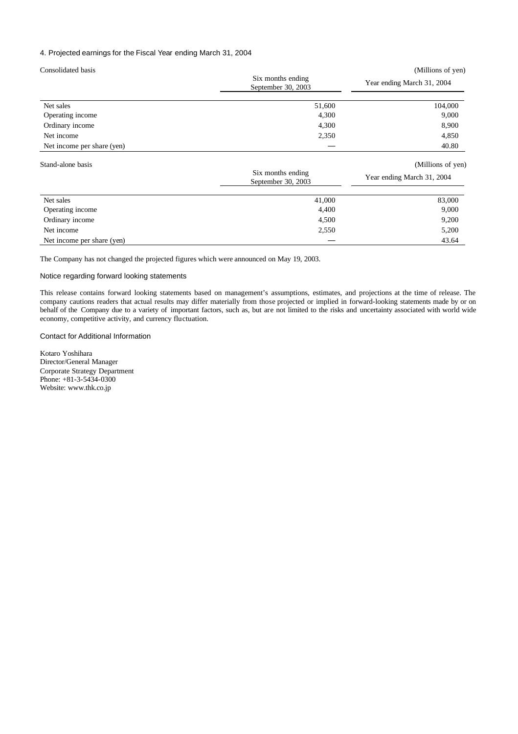## 4. Projected earnings for the Fiscal Year ending March 31, 2004

Consolidated basis (Millions of yen)

| | Six months ending September 30, 2003 | Year ending March 31, 2004 |
|---|---|---|
| Net sales | 51,600 | 104,000 |
| Operating income | 4,300 | 9,000 |
| Ordinary income | 4,300 | 8,900 |
| Net income | 2,350 | 4,850 |
| Net income per share (yen) | — | 40.80 |

Stand-alone basis (Millions of yen)

| | Six months ending September 30, 2003 | Year ending March 31, 2004 |
|---|---|---|
| Net sales | 41,000 | 83,000 |
| Operating income | 4,400 | 9,000 |
| Ordinary income | 4,500 | 9,200 |
| Net income | 2,550 | 5,200 |
| Net income per share (yen) | — | 43.64 |

The Company has not changed the projected figures which were announced on May 19, 2003.

### Notice regarding forward looking statements

This release contains forward looking statements based on management's assumptions, estimates, and projections at the time of release. The company cautions readers that actual results may differ materially from those projected or implied in forward-looking statements made by or on behalf of the Company due to a variety of important factors, such as, but are not limited to the risks and uncertainty associated with world wide economy, competitive activity, and currency fluctuation.

### Contact for Additional Information

Kotaro Yoshihara
Director/General Manager
Corporate Strategy Department
Phone: +81-3-5434-0300
Website: www.thk.co.jp